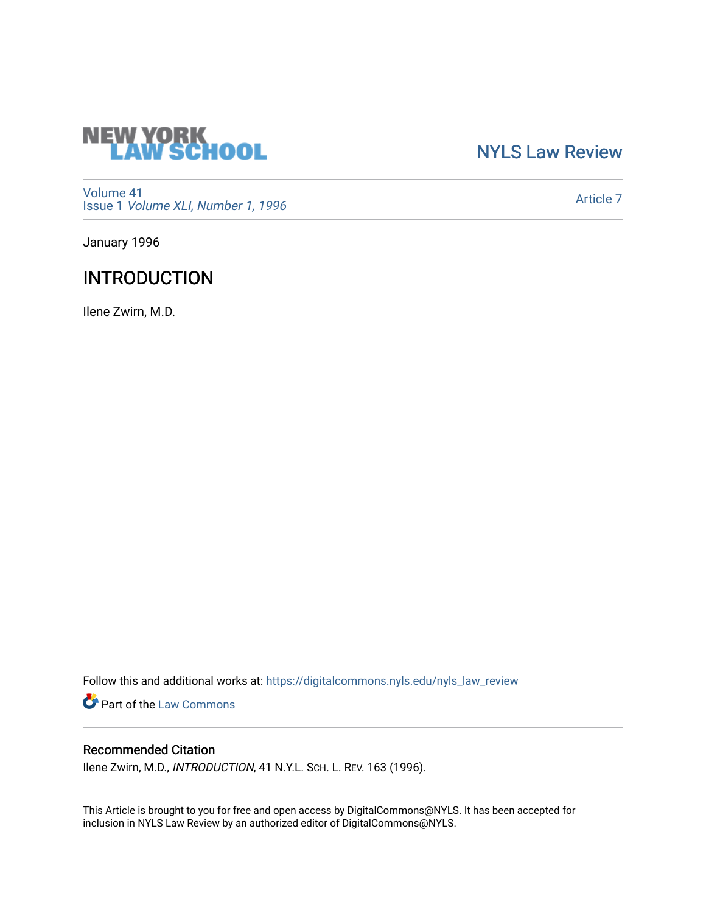NEW YORK LAW SCHOOL

NYLS Law Review

Volume 41
Issue 1 *Volume XLI, Number 1, 1996*

Article 7

January 1996

# INTRODUCTION

Ilene Zwirn, M.D.

Follow this and additional works at: https://digitalcommons.nyls.edu/nyls_law_review

Part of the Law Commons

## Recommended Citation

Ilene Zwirn, M.D., *INTRODUCTION*, 41 N.Y.L. SCH. L. REV. 163 (1996).

This Article is brought to you for free and open access by DigitalCommons@NYLS. It has been accepted for inclusion in NYLS Law Review by an authorized editor of DigitalCommons@NYLS.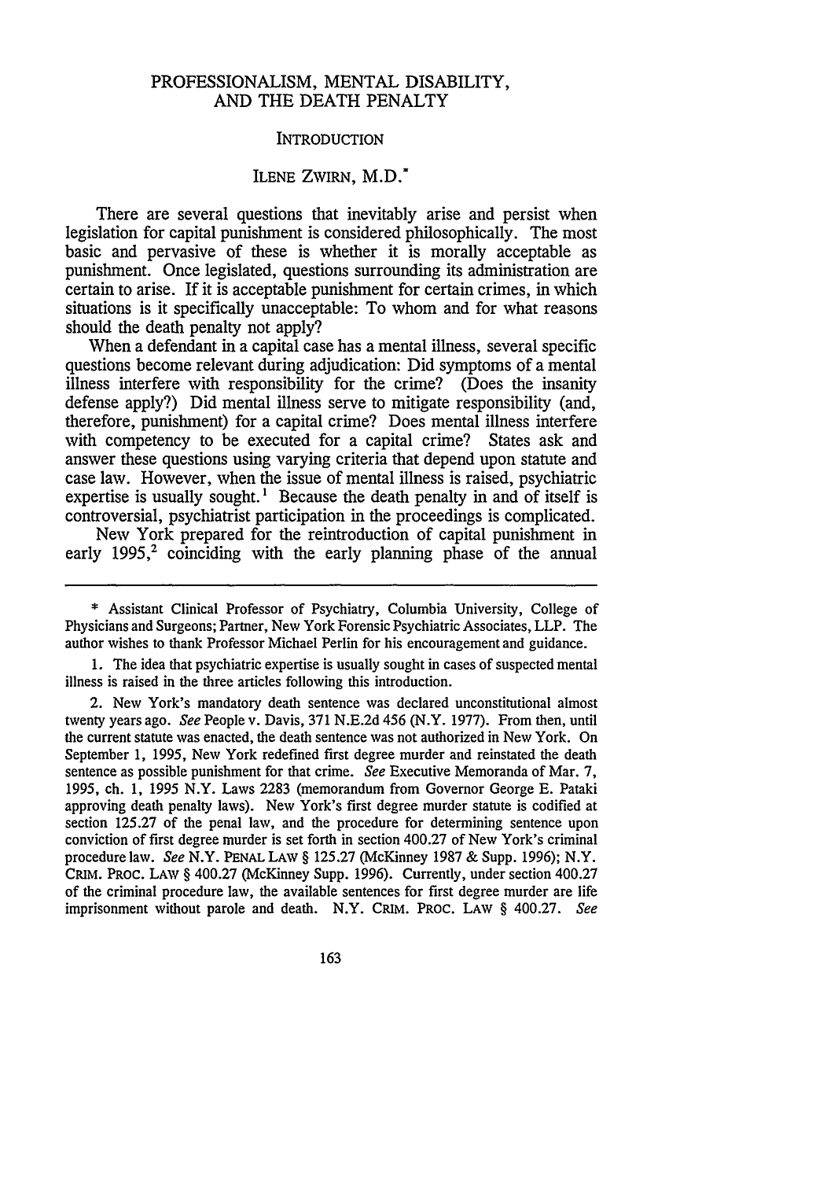# PROFESSIONALISM, MENTAL DISABILITY, AND THE DEATH PENALTY

## INTRODUCTION

### ILENE ZWIRN, M.D.*

There are several questions that inevitably arise and persist when legislation for capital punishment is considered philosophically. The most basic and pervasive of these is whether it is morally acceptable as punishment. Once legislated, questions surrounding its administration are certain to arise. If it is acceptable punishment for certain crimes, in which situations is it specifically unacceptable: To whom and for what reasons should the death penalty not apply?

When a defendant in a capital case has a mental illness, several specific questions become relevant during adjudication: Did symptoms of a mental illness interfere with responsibility for the crime? (Does the insanity defense apply?) Did mental illness serve to mitigate responsibility (and, therefore, punishment) for a capital crime? Does mental illness interfere with competency to be executed for a capital crime? States ask and answer these questions using varying criteria that depend upon statute and case law. However, when the issue of mental illness is raised, psychiatric expertise is usually sought.[1] Because the death penalty in and of itself is controversial, psychiatrist participation in the proceedings is complicated.

New York prepared for the reintroduction of capital punishment in early 1995,[2] coinciding with the early planning phase of the annual

---

\* Assistant Clinical Professor of Psychiatry, Columbia University, College of Physicians and Surgeons; Partner, New York Forensic Psychiatric Associates, LLP. The author wishes to thank Professor Michael Perlin for his encouragement and guidance.

1. The idea that psychiatric expertise is usually sought in cases of suspected mental illness is raised in the three articles following this introduction.

2. New York's mandatory death sentence was declared unconstitutional almost twenty years ago. *See* People v. Davis, 371 N.E.2d 456 (N.Y. 1977). From then, until the current statute was enacted, the death sentence was not authorized in New York. On September 1, 1995, New York redefined first degree murder and reinstated the death sentence as possible punishment for that crime. *See* Executive Memoranda of Mar. 7, 1995, ch. 1, 1995 N.Y. Laws 2283 (memorandum from Governor George E. Pataki approving death penalty laws). New York's first degree murder statute is codified at section 125.27 of the penal law, and the procedure for determining sentence upon conviction of first degree murder is set forth in section 400.27 of New York's criminal procedure law. *See* N.Y. PENAL LAW § 125.27 (McKinney 1987 & Supp. 1996); N.Y. CRIM. PROC. LAW § 400.27 (McKinney Supp. 1996). Currently, under section 400.27 of the criminal procedure law, the available sentences for first degree murder are life imprisonment without parole and death. N.Y. CRIM. PROC. LAW § 400.27. *See*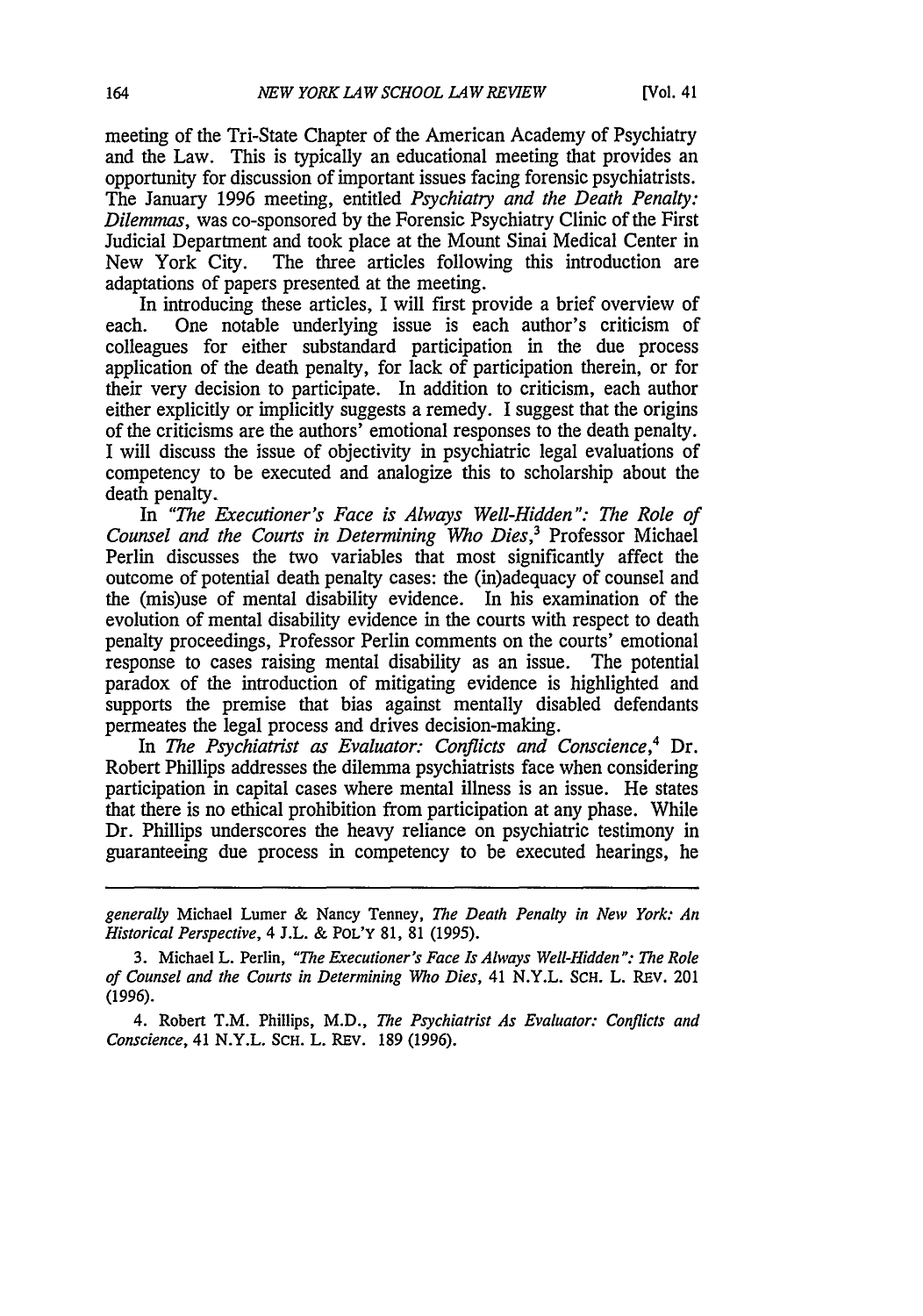meeting of the Tri-State Chapter of the American Academy of Psychiatry and the Law. This is typically an educational meeting that provides an opportunity for discussion of important issues facing forensic psychiatrists. The January 1996 meeting, entitled *Psychiatry and the Death Penalty: Dilemmas*, was co-sponsored by the Forensic Psychiatry Clinic of the First Judicial Department and took place at the Mount Sinai Medical Center in New York City. The three articles following this introduction are adaptations of papers presented at the meeting.

In introducing these articles, I will first provide a brief overview of each. One notable underlying issue is each author's criticism of colleagues for either substandard participation in the due process application of the death penalty, for lack of participation therein, or for their very decision to participate. In addition to criticism, each author either explicitly or implicitly suggests a remedy. I suggest that the origins of the criticisms are the authors' emotional responses to the death penalty. I will discuss the issue of objectivity in psychiatric legal evaluations of competency to be executed and analogize this to scholarship about the death penalty.

In *"The Executioner's Face is Always Well-Hidden": The Role of Counsel and the Courts in Determining Who Dies*,[3] Professor Michael Perlin discusses the two variables that most significantly affect the outcome of potential death penalty cases: the (in)adequacy of counsel and the (mis)use of mental disability evidence. In his examination of the evolution of mental disability evidence in the courts with respect to death penalty proceedings, Professor Perlin comments on the courts' emotional response to cases raising mental disability as an issue. The potential paradox of the introduction of mitigating evidence is highlighted and supports the premise that bias against mentally disabled defendants permeates the legal process and drives decision-making.

In *The Psychiatrist as Evaluator: Conflicts and Conscience*,[4] Dr. Robert Phillips addresses the dilemma psychiatrists face when considering participation in capital cases where mental illness is an issue. He states that there is no ethical prohibition from participation at any phase. While Dr. Phillips underscores the heavy reliance on psychiatric testimony in guaranteeing due process in competency to be executed hearings, he

---

*generally* Michael Lumer & Nancy Tenney, *The Death Penalty in New York: An Historical Perspective*, 4 J.L. & POL'Y 81, 81 (1995).

3. Michael L. Perlin, *"The Executioner's Face Is Always Well-Hidden": The Role of Counsel and the Courts in Determining Who Dies*, 41 N.Y.L. SCH. L. REV. 201 (1996).

4. Robert T.M. Phillips, M.D., *The Psychiatrist As Evaluator: Conflicts and Conscience*, 41 N.Y.L. SCH. L. REV. 189 (1996).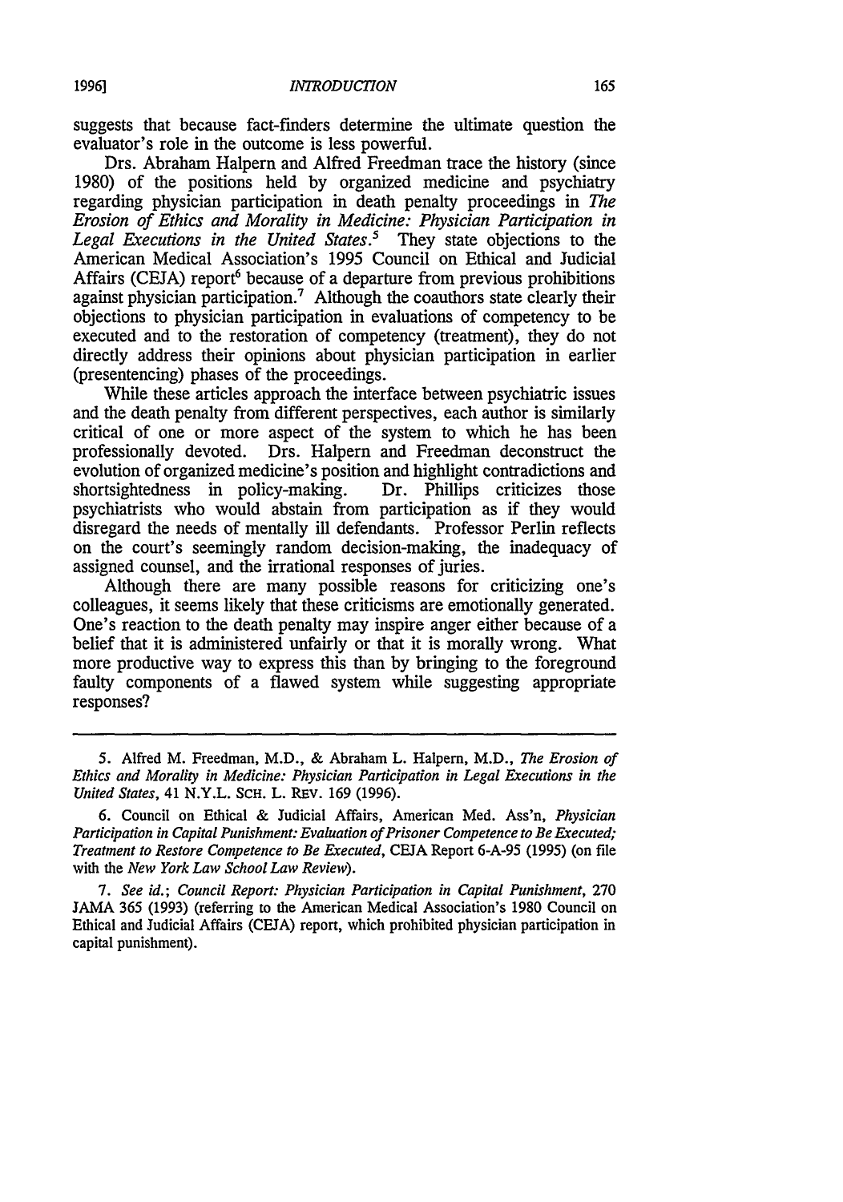suggests that because fact-finders determine the ultimate question the evaluator's role in the outcome is less powerful.

Drs. Abraham Halpern and Alfred Freedman trace the history (since 1980) of the positions held by organized medicine and psychiatry regarding physician participation in death penalty proceedings in *The Erosion of Ethics and Morality in Medicine: Physician Participation in Legal Executions in the United States*.[5] They state objections to the American Medical Association's 1995 Council on Ethical and Judicial Affairs (CEJA) report[6] because of a departure from previous prohibitions against physician participation.[7] Although the coauthors state clearly their objections to physician participation in evaluations of competency to be executed and to the restoration of competency (treatment), they do not directly address their opinions about physician participation in earlier (presentencing) phases of the proceedings.

While these articles approach the interface between psychiatric issues and the death penalty from different perspectives, each author is similarly critical of one or more aspect of the system to which he has been professionally devoted. Drs. Halpern and Freedman deconstruct the evolution of organized medicine's position and highlight contradictions and shortsightedness in policy-making. Dr. Phillips criticizes those psychiatrists who would abstain from participation as if they would disregard the needs of mentally ill defendants. Professor Perlin reflects on the court's seemingly random decision-making, the inadequacy of assigned counsel, and the irrational responses of juries.

Although there are many possible reasons for criticizing one's colleagues, it seems likely that these criticisms are emotionally generated. One's reaction to the death penalty may inspire anger either because of a belief that it is administered unfairly or that it is morally wrong. What more productive way to express this than by bringing to the foreground faulty components of a flawed system while suggesting appropriate responses?

---

5. Alfred M. Freedman, M.D., & Abraham L. Halpern, M.D., *The Erosion of Ethics and Morality in Medicine: Physician Participation in Legal Executions in the United States*, 41 N.Y.L. SCH. L. REV. 169 (1996).

6. Council on Ethical & Judicial Affairs, American Med. Ass'n, *Physician Participation in Capital Punishment: Evaluation of Prisoner Competence to Be Executed; Treatment to Restore Competence to Be Executed*, CEJA Report 6-A-95 (1995) (on file with the *New York Law School Law Review*).

7. *See id.*; *Council Report: Physician Participation in Capital Punishment*, 270 JAMA 365 (1993) (referring to the American Medical Association's 1980 Council on Ethical and Judicial Affairs (CEJA) report, which prohibited physician participation in capital punishment).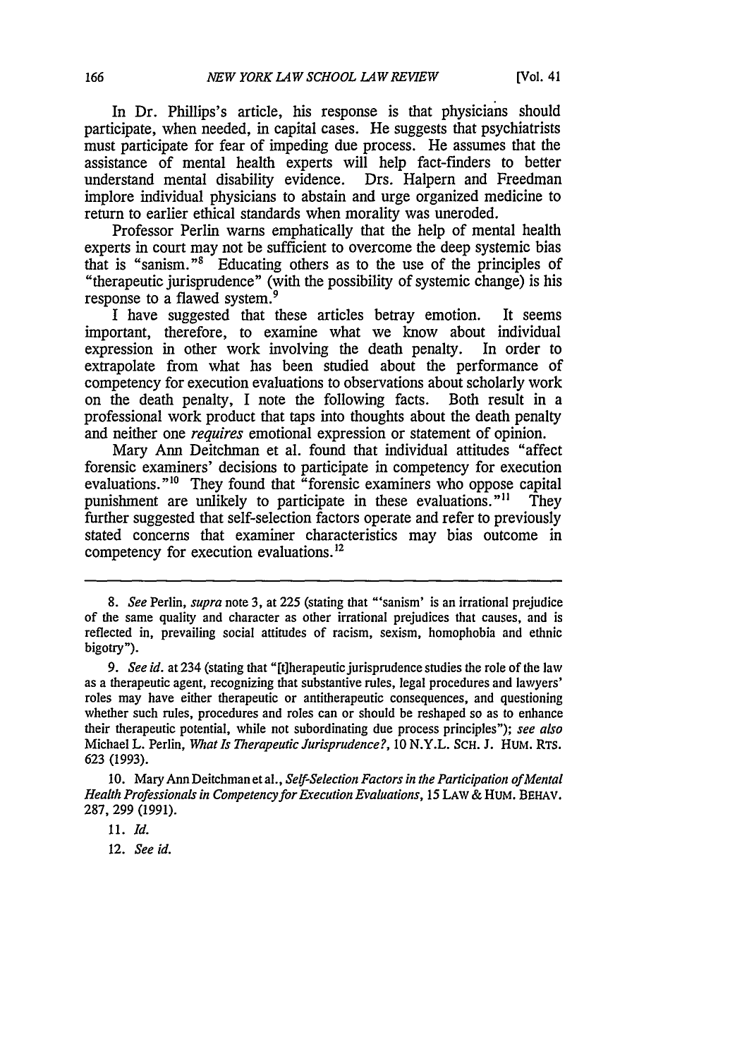In Dr. Phillips's article, his response is that physicians should participate, when needed, in capital cases. He suggests that psychiatrists must participate for fear of impeding due process. He assumes that the assistance of mental health experts will help fact-finders to better understand mental disability evidence. Drs. Halpern and Freedman implore individual physicians to abstain and urge organized medicine to return to earlier ethical standards when morality was uneroded.

Professor Perlin warns emphatically that the help of mental health experts in court may not be sufficient to overcome the deep systemic bias that is "sanism."[8] Educating others as to the use of the principles of "therapeutic jurisprudence" (with the possibility of systemic change) is his response to a flawed system.[9]

I have suggested that these articles betray emotion. It seems important, therefore, to examine what we know about individual expression in other work involving the death penalty. In order to extrapolate from what has been studied about the performance of competency for execution evaluations to observations about scholarly work on the death penalty, I note the following facts. Both result in a professional work product that taps into thoughts about the death penalty and neither one *requires* emotional expression or statement of opinion.

Mary Ann Deitchman et al. found that individual attitudes "affect forensic examiners' decisions to participate in competency for execution evaluations."[10] They found that "forensic examiners who oppose capital punishment are unlikely to participate in these evaluations."[11] They further suggested that self-selection factors operate and refer to previously stated concerns that examiner characteristics may bias outcome in competency for execution evaluations.[12]

---

8. *See* Perlin, *supra* note 3, at 225 (stating that "'sanism' is an irrational prejudice of the same quality and character as other irrational prejudices that causes, and is reflected in, prevailing social attitudes of racism, sexism, homophobia and ethnic bigotry").

9. *See id.* at 234 (stating that "[t]herapeutic jurisprudence studies the role of the law as a therapeutic agent, recognizing that substantive rules, legal procedures and lawyers' roles may have either therapeutic or antitherapeutic consequences, and questioning whether such rules, procedures and roles can or should be reshaped so as to enhance their therapeutic potential, while not subordinating due process principles"); *see also* Michael L. Perlin, *What Is Therapeutic Jurisprudence?*, 10 N.Y.L. SCH. J. HUM. RTS. 623 (1993).

10. Mary Ann Deitchman et al., *Self-Selection Factors in the Participation of Mental Health Professionals in Competency for Execution Evaluations*, 15 LAW & HUM. BEHAV. 287, 299 (1991).

11. *Id.*

12. *See id.*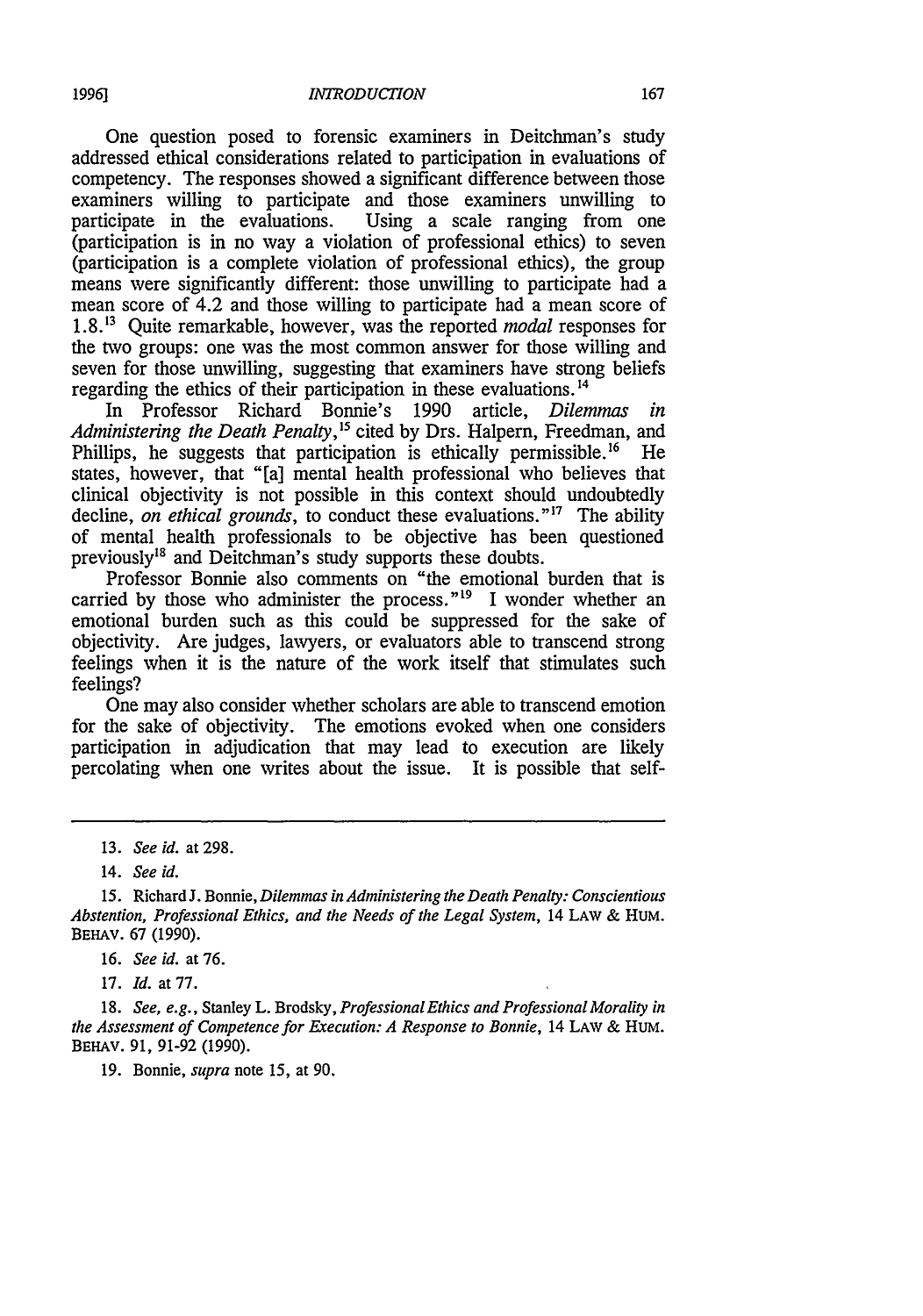One question posed to forensic examiners in Deitchman's study addressed ethical considerations related to participation in evaluations of competency. The responses showed a significant difference between those examiners willing to participate and those examiners unwilling to participate in the evaluations. Using a scale ranging from one (participation is in no way a violation of professional ethics) to seven (participation is a complete violation of professional ethics), the group means were significantly different: those unwilling to participate had a mean score of 4.2 and those willing to participate had a mean score of 1.8.[13] Quite remarkable, however, was the reported *modal* responses for the two groups: one was the most common answer for those willing and seven for those unwilling, suggesting that examiners have strong beliefs regarding the ethics of their participation in these evaluations.[14]

In Professor Richard Bonnie's 1990 article, *Dilemmas in Administering the Death Penalty*,[15] cited by Drs. Halpern, Freedman, and Phillips, he suggests that participation is ethically permissible.[16] He states, however, that "[a] mental health professional who believes that clinical objectivity is not possible in this context should undoubtedly decline, *on ethical grounds*, to conduct these evaluations."[17] The ability of mental health professionals to be objective has been questioned previously[18] and Deitchman's study supports these doubts.

Professor Bonnie also comments on "the emotional burden that is carried by those who administer the process."[19] I wonder whether an emotional burden such as this could be suppressed for the sake of objectivity. Are judges, lawyers, or evaluators able to transcend strong feelings when it is the nature of the work itself that stimulates such feelings?

One may also consider whether scholars are able to transcend emotion for the sake of objectivity. The emotions evoked when one considers participation in adjudication that may lead to execution are likely percolating when one writes about the issue. It is possible that self-

---

13. *See id.* at 298.

14. *See id.*

15. Richard J. Bonnie, *Dilemmas in Administering the Death Penalty: Conscientious Abstention, Professional Ethics, and the Needs of the Legal System*, 14 LAW & HUM. BEHAV. 67 (1990).

16. *See id.* at 76.

17. *Id.* at 77.

18. *See, e.g.*, Stanley L. Brodsky, *Professional Ethics and Professional Morality in the Assessment of Competence for Execution: A Response to Bonnie*, 14 LAW & HUM. BEHAV. 91, 91-92 (1990).

19. Bonnie, *supra* note 15, at 90.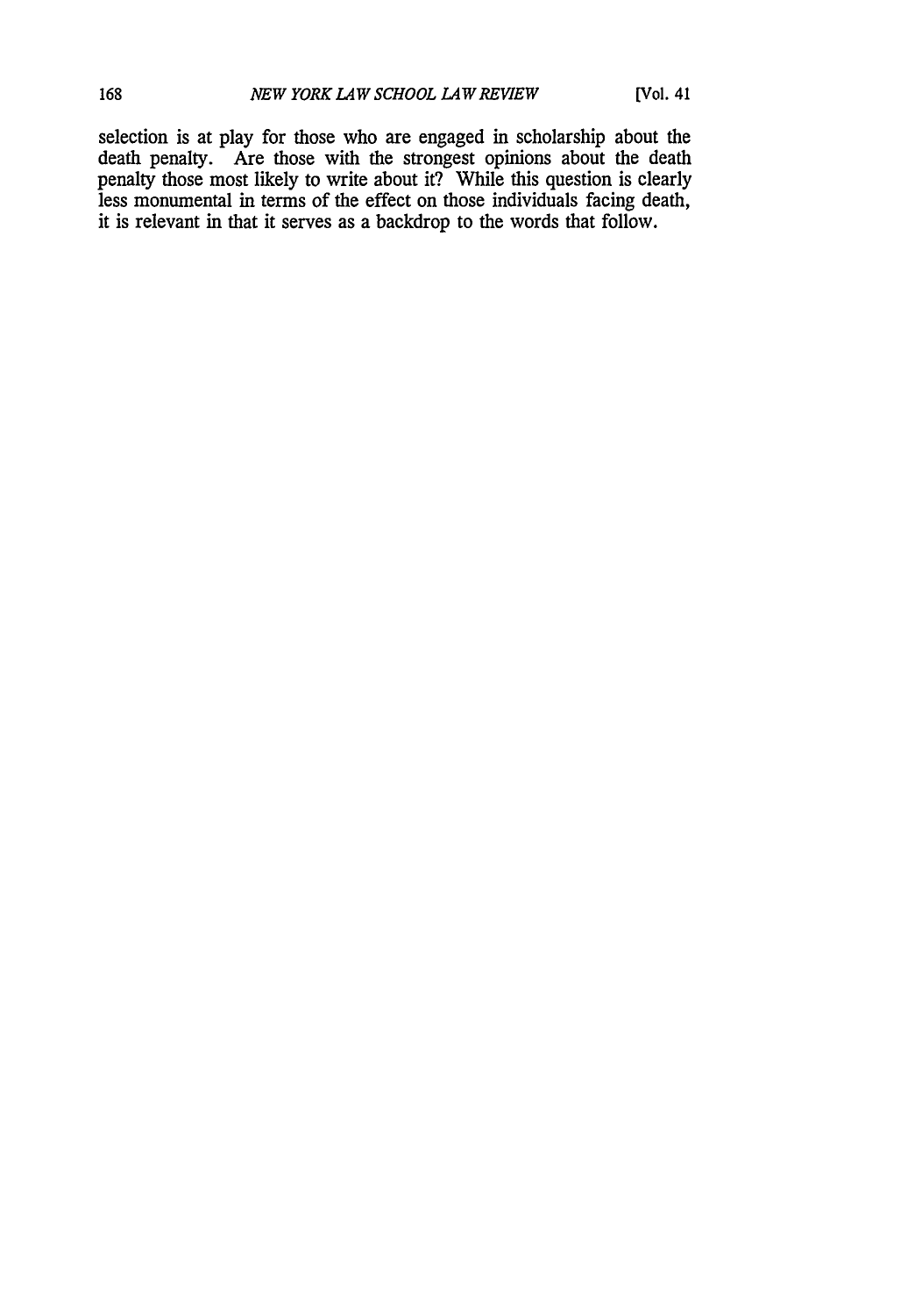selection is at play for those who are engaged in scholarship about the death penalty. Are those with the strongest opinions about the death penalty those most likely to write about it? While this question is clearly less monumental in terms of the effect on those individuals facing death, it is relevant in that it serves as a backdrop to the words that follow.